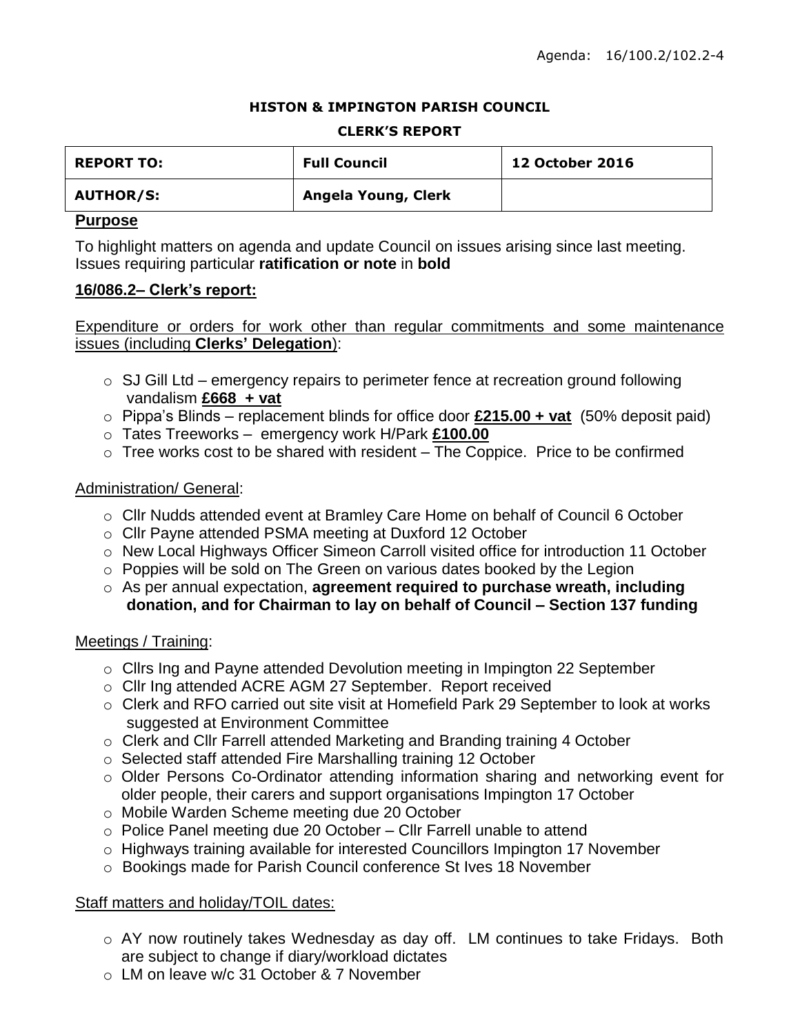Agenda: 16/100.2/102.2-4

**HISTON & IMPINGTON PARISH COUNCIL**

**CLERK'S REPORT**

| **REPORT TO:** | **Full Council** | **12 October 2016** |
|---|---|---|
| **AUTHOR/S:** | **Angela Young, Clerk** | |

## Purpose

To highlight matters on agenda and update Council on issues arising since last meeting. Issues requiring particular **ratification or note** in **bold**

## 16/086.2– Clerk's report:

Expenditure or orders for work other than regular commitments and some maintenance issues (including **Clerks' Delegation**):

- SJ Gill Ltd – emergency repairs to perimeter fence at recreation ground following vandalism **£668 + vat**
- Pippa's Blinds – replacement blinds for office door **£215.00 + vat** (50% deposit paid)
- Tates Treeworks – emergency work H/Park **£100.00**
- Tree works cost to be shared with resident – The Coppice. Price to be confirmed

Administration/ General:

- Cllr Nudds attended event at Bramley Care Home on behalf of Council 6 October
- Cllr Payne attended PSMA meeting at Duxford 12 October
- New Local Highways Officer Simeon Carroll visited office for introduction 11 October
- Poppies will be sold on The Green on various dates booked by the Legion
- As per annual expectation, **agreement required to purchase wreath, including donation, and for Chairman to lay on behalf of Council – Section 137 funding**

Meetings / Training:

- Cllrs Ing and Payne attended Devolution meeting in Impington 22 September
- Cllr Ing attended ACRE AGM 27 September. Report received
- Clerk and RFO carried out site visit at Homefield Park 29 September to look at works suggested at Environment Committee
- Clerk and Cllr Farrell attended Marketing and Branding training 4 October
- Selected staff attended Fire Marshalling training 12 October
- Older Persons Co-Ordinator attending information sharing and networking event for older people, their carers and support organisations Impington 17 October
- Mobile Warden Scheme meeting due 20 October
- Police Panel meeting due 20 October – Cllr Farrell unable to attend
- Highways training available for interested Councillors Impington 17 November
- Bookings made for Parish Council conference St Ives 18 November

Staff matters and holiday/TOIL dates:

- AY now routinely takes Wednesday as day off. LM continues to take Fridays. Both are subject to change if diary/workload dictates
- LM on leave w/c 31 October & 7 November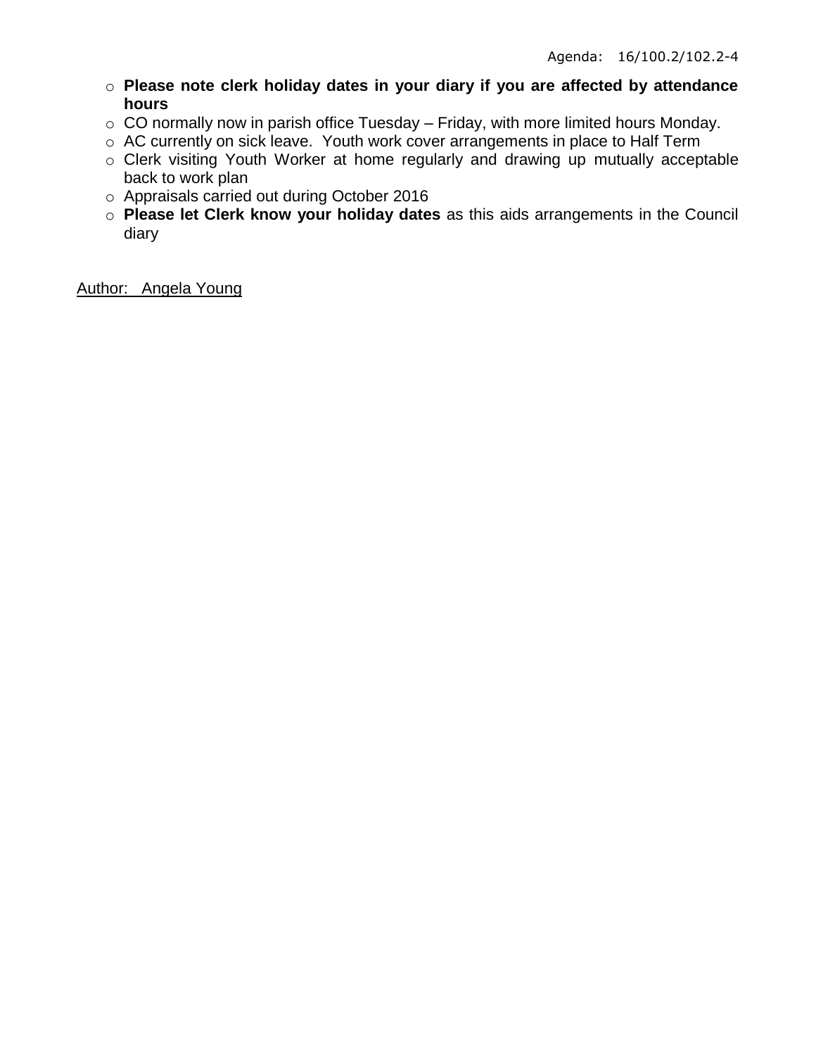- **Please note clerk holiday dates in your diary if you are affected by attendance hours**
- CO normally now in parish office Tuesday – Friday, with more limited hours Monday.
- AC currently on sick leave. Youth work cover arrangements in place to Half Term
- Clerk visiting Youth Worker at home regularly and drawing up mutually acceptable back to work plan
- Appraisals carried out during October 2016
- **Please let Clerk know your holiday dates** as this aids arrangements in the Council diary

Author: Angela Young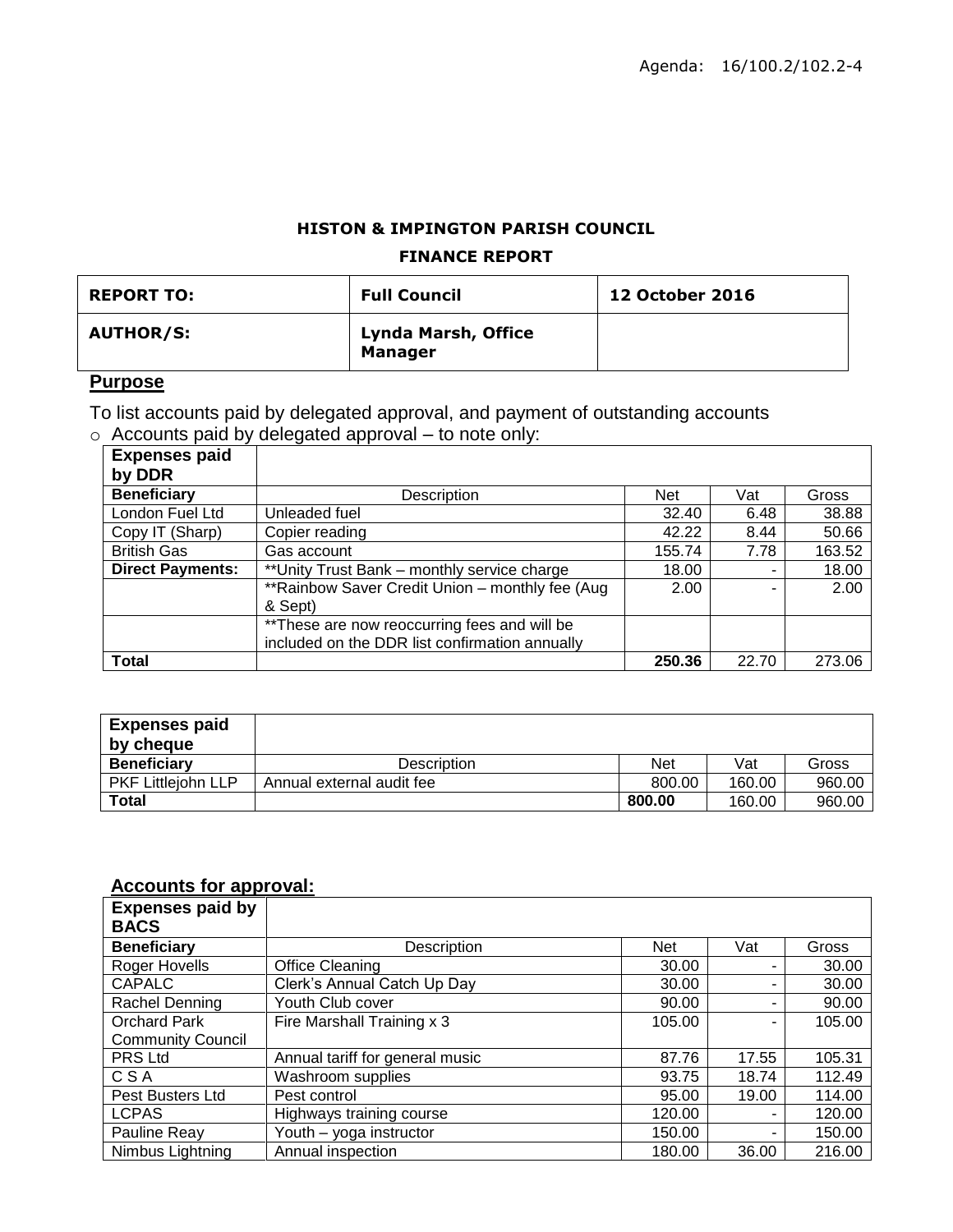Agenda: 16/100.2/102.2-4

**HISTON & IMPINGTON PARISH COUNCIL**

**FINANCE REPORT**

| **REPORT TO:** | **Full Council** | **12 October 2016** |
|---|---|---|
| **AUTHOR/S:** | **Lynda Marsh, Office Manager** | |

## Purpose

To list accounts paid by delegated approval, and payment of outstanding accounts

- Accounts paid by delegated approval – to note only:

| **Expenses paid by DDR** | | | | |
|---|---|---|---|---|
| **Beneficiary** | Description | Net | Vat | Gross |
| London Fuel Ltd | Unleaded fuel | 32.40 | 6.48 | 38.88 |
| Copy IT (Sharp) | Copier reading | 42.22 | 8.44 | 50.66 |
| British Gas | Gas account | 155.74 | 7.78 | 163.52 |
| **Direct Payments:** | **Unity Trust Bank – monthly service charge | 18.00 | - | 18.00 |
| | **Rainbow Saver Credit Union – monthly fee (Aug & Sept) | 2.00 | - | 2.00 |
| | **These are now reoccurring fees and will be included on the DDR list confirmation annually | | | |
| **Total** | | **250.36** | 22.70 | 273.06 |

| **Expenses paid by cheque** | | | | |
|---|---|---|---|---|
| **Beneficiary** | Description | Net | Vat | Gross |
| PKF Littlejohn LLP | Annual external audit fee | 800.00 | 160.00 | 960.00 |
| **Total** | | **800.00** | 160.00 | 960.00 |

## Accounts for approval:

| **Expenses paid by BACS** | | | | |
|---|---|---|---|---|
| **Beneficiary** | Description | Net | Vat | Gross |
| Roger Hovells | Office Cleaning | 30.00 | - | 30.00 |
| CAPALC | Clerk's Annual Catch Up Day | 30.00 | - | 30.00 |
| Rachel Denning | Youth Club cover | 90.00 | - | 90.00 |
| Orchard Park Community Council | Fire Marshall Training x 3 | 105.00 | - | 105.00 |
| PRS Ltd | Annual tariff for general music | 87.76 | 17.55 | 105.31 |
| C S A | Washroom supplies | 93.75 | 18.74 | 112.49 |
| Pest Busters Ltd | Pest control | 95.00 | 19.00 | 114.00 |
| LCPAS | Highways training course | 120.00 | - | 120.00 |
| Pauline Reay | Youth – yoga instructor | 150.00 | - | 150.00 |
| Nimbus Lightning | Annual inspection | 180.00 | 36.00 | 216.00 |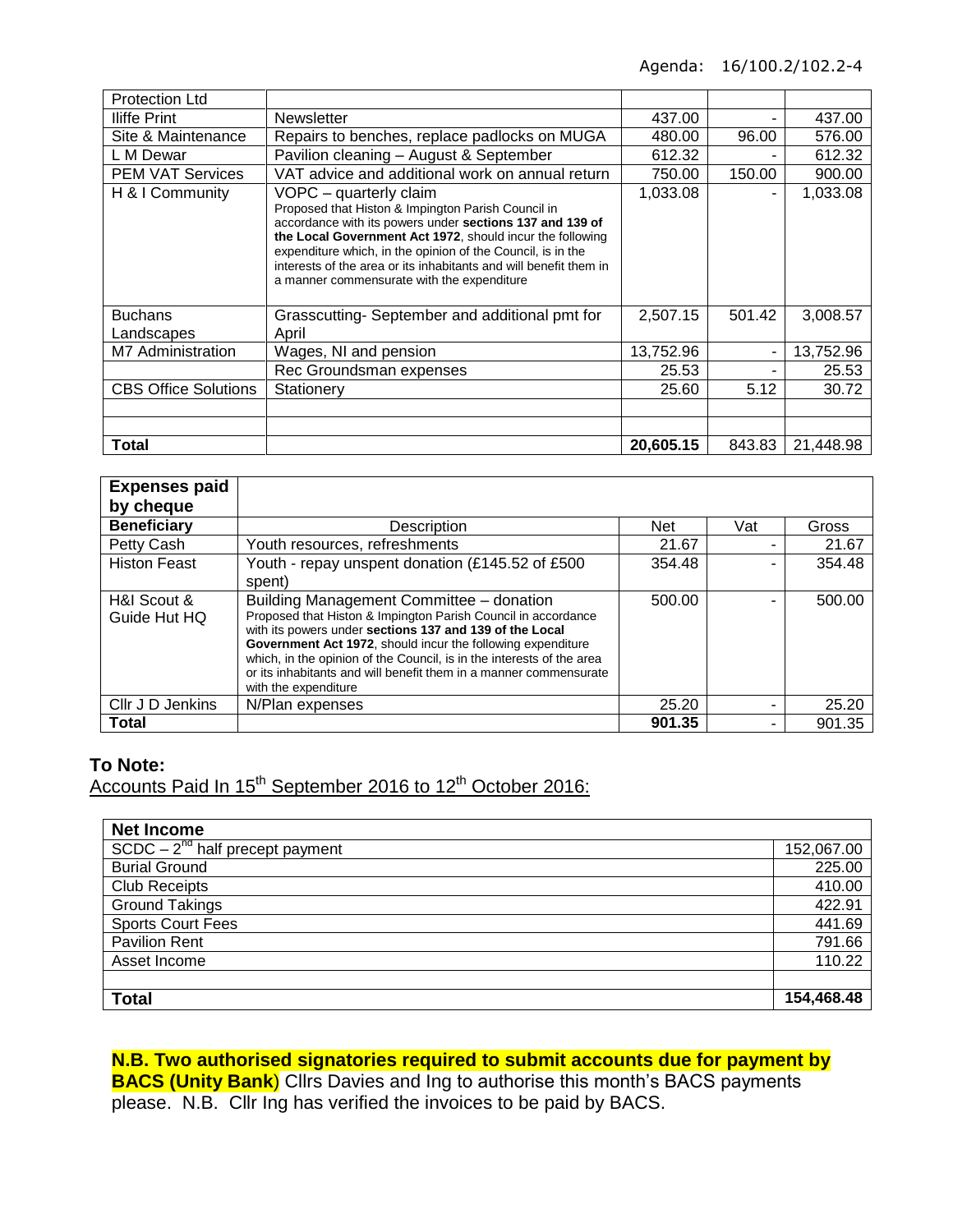| | | | | |
|---|---|---|---|---|
| Protection Ltd | | | | |
| Iliffe Print | Newsletter | 437.00 | - | 437.00 |
| Site & Maintenance | Repairs to benches, replace padlocks on MUGA | 480.00 | 96.00 | 576.00 |
| L M Dewar | Pavilion cleaning – August & September | 612.32 | - | 612.32 |
| PEM VAT Services | VAT advice and additional work on annual return | 750.00 | 150.00 | 900.00 |
| H & I Community | VOPC – quarterly claim<br>Proposed that Histon & Impington Parish Council in accordance with its powers under **sections 137 and 139 of the Local Government Act 1972**, should incur the following expenditure which, in the opinion of the Council, is in the interests of the area or its inhabitants and will benefit them in a manner commensurate with the expenditure | 1,033.08 | - | 1,033.08 |
| Buchans Landscapes | Grasscutting- September and additional pmt for April | 2,507.15 | 501.42 | 3,008.57 |
| M7 Administration | Wages, NI and pension | 13,752.96 | - | 13,752.96 |
| | Rec Groundsman expenses | 25.53 | - | 25.53 |
| CBS Office Solutions | Stationery | 25.60 | 5.12 | 30.72 |
| | | | | |
| | | | | |
| **Total** | | **20,605.15** | 843.83 | 21,448.98 |

| **Expenses paid by cheque** | | | | |
|---|---|---|---|---|
| **Beneficiary** | Description | Net | Vat | Gross |
| Petty Cash | Youth resources, refreshments | 21.67 | - | 21.67 |
| Histon Feast | Youth - repay unspent donation (£145.52 of £500 spent) | 354.48 | - | 354.48 |
| H&I Scout & Guide Hut HQ | Building Management Committee – donation<br>Proposed that Histon & Impington Parish Council in accordance with its powers under **sections 137 and 139 of the Local Government Act 1972**, should incur the following expenditure which, in the opinion of the Council, is in the interests of the area or its inhabitants and will benefit them in a manner commensurate with the expenditure | 500.00 | - | 500.00 |
| Cllr J D Jenkins | N/Plan expenses | 25.20 | - | 25.20 |
| **Total** | | **901.35** | - | 901.35 |

## To Note:

Accounts Paid In 15th September 2016 to 12th October 2016:

| **Net Income** | |
|---|---|
| SCDC – 2nd half precept payment | 152,067.00 |
| Burial Ground | 225.00 |
| Club Receipts | 410.00 |
| Ground Takings | 422.91 |
| Sports Court Fees | 441.69 |
| Pavilion Rent | 791.66 |
| Asset Income | 110.22 |
| | |
| **Total** | **154,468.48** |

**N.B. Two authorised signatories required to submit accounts due for payment by BACS (Unity Bank**) Cllrs Davies and Ing to authorise this month's BACS payments please. N.B. Cllr Ing has verified the invoices to be paid by BACS.